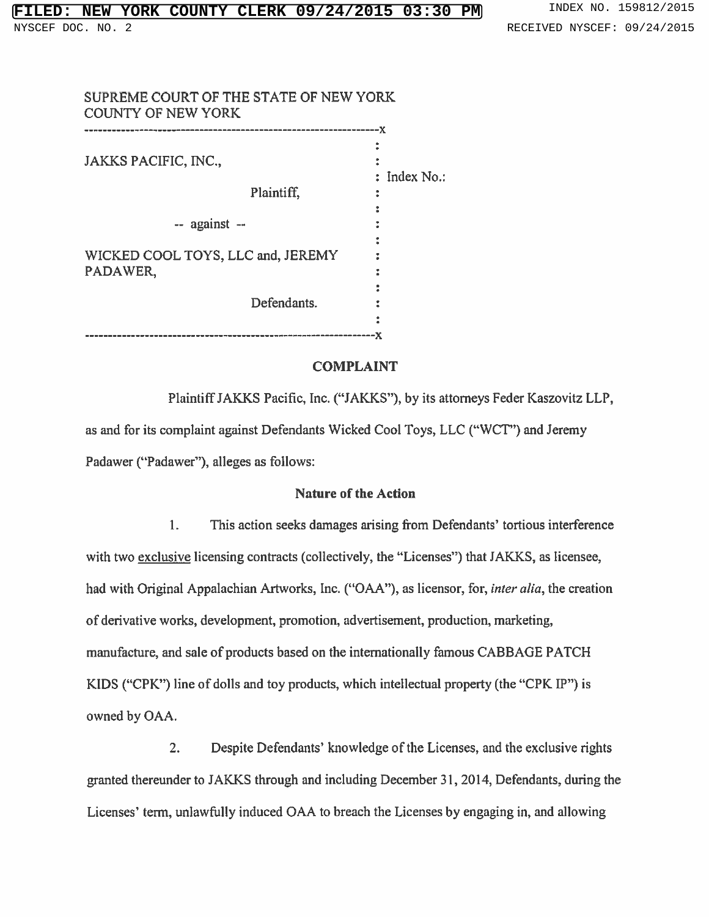SUPREME COURT OF THE STATE OF NEW YORK
COUNTY OF NEW YORK

| | |
|---|---|
| JAKKS PACIFIC, INC., Plaintiff, -- against -- WICKED COOL TOYS, LLC and, JEREMY PADAWER, Defendants. | Index No.: |

## COMPLAINT

Plaintiff JAKKS Pacific, Inc. ("JAKKS"), by its attorneys Feder Kaszovitz LLP, as and for its complaint against Defendants Wicked Cool Toys, LLC ("WCT") and Jeremy Padawer ("Padawer"), alleges as follows:

### Nature of the Action

1. This action seeks damages arising from Defendants' tortious interference with two exclusive licensing contracts (collectively, the "Licenses") that JAKKS, as licensee, had with Original Appalachian Artworks, Inc. ("OAA"), as licensor, for, *inter alia*, the creation of derivative works, development, promotion, advertisement, production, marketing, manufacture, and sale of products based on the internationally famous CABBAGE PATCH KIDS ("CPK") line of dolls and toy products, which intellectual property (the "CPK IP") is owned by OAA.

2. Despite Defendants' knowledge of the Licenses, and the exclusive rights granted thereunder to JAKKS through and including December 31, 2014, Defendants, during the Licenses' term, unlawfully induced OAA to breach the Licenses by engaging in, and allowing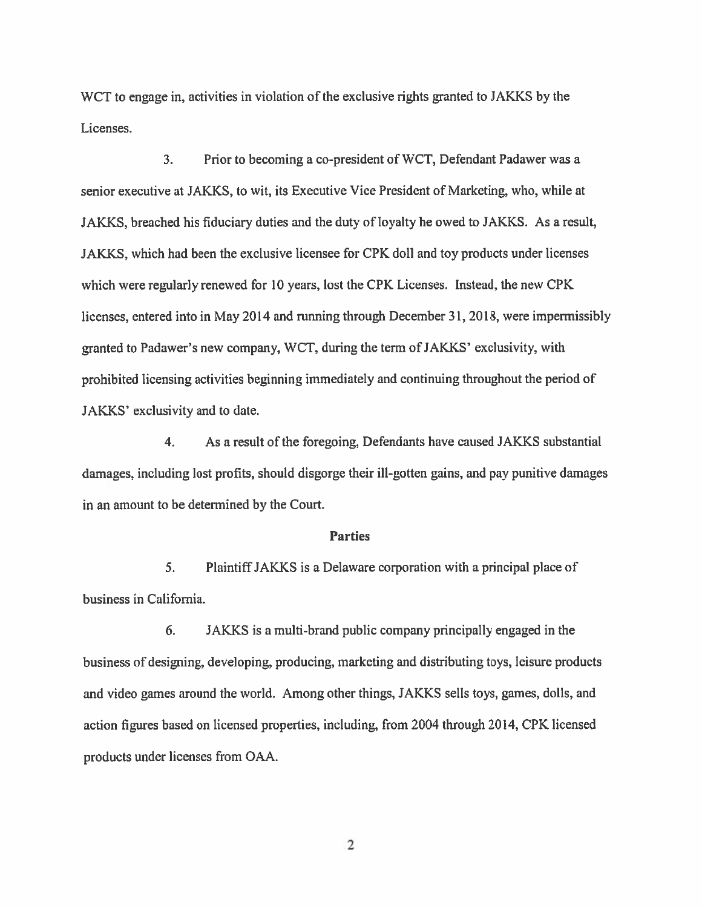WCT to engage in, activities in violation of the exclusive rights granted to JAKKS by the Licenses.

3. Prior to becoming a co-president of WCT, Defendant Padawer was a senior executive at JAKKS, to wit, its Executive Vice President of Marketing, who, while at JAKKS, breached his fiduciary duties and the duty of loyalty he owed to JAKKS. As a result, JAKKS, which had been the exclusive licensee for CPK doll and toy products under licenses which were regularly renewed for 10 years, lost the CPK Licenses. Instead, the new CPK licenses, entered into in May 2014 and running through December 31, 2018, were impermissibly granted to Padawer's new company, WCT, during the term of JAKKS' exclusivity, with prohibited licensing activities beginning immediately and continuing throughout the period of JAKKS' exclusivity and to date.

4. As a result of the foregoing, Defendants have caused JAKKS substantial damages, including lost profits, should disgorge their ill-gotten gains, and pay punitive damages in an amount to be determined by the Court.

## Parties

5. Plaintiff JAKKS is a Delaware corporation with a principal place of business in California.

6. JAKKS is a multi-brand public company principally engaged in the business of designing, developing, producing, marketing and distributing toys, leisure products and video games around the world. Among other things, JAKKS sells toys, games, dolls, and action figures based on licensed properties, including, from 2004 through 2014, CPK licensed products under licenses from OAA.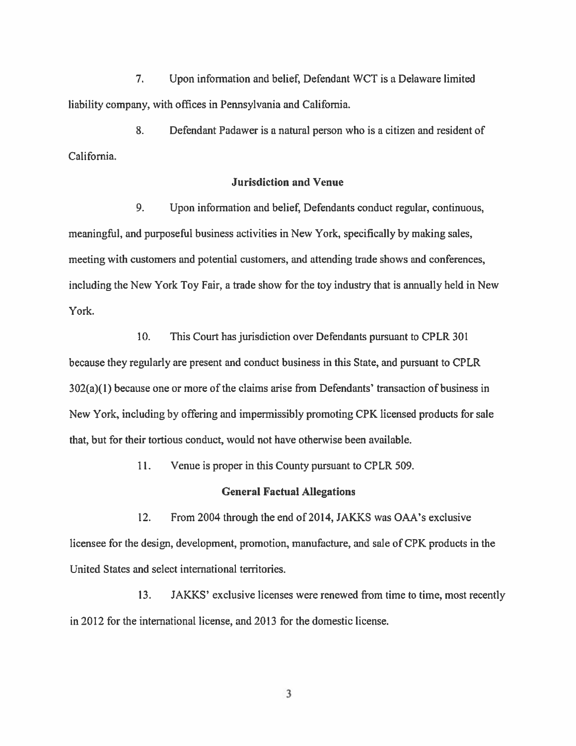7. Upon information and belief, Defendant WCT is a Delaware limited liability company, with offices in Pennsylvania and California.

8. Defendant Padawer is a natural person who is a citizen and resident of California.

**Jurisdiction and Venue**

9. Upon information and belief, Defendants conduct regular, continuous, meaningful, and purposeful business activities in New York, specifically by making sales, meeting with customers and potential customers, and attending trade shows and conferences, including the New York Toy Fair, a trade show for the toy industry that is annually held in New York.

10. This Court has jurisdiction over Defendants pursuant to CPLR 301 because they regularly are present and conduct business in this State, and pursuant to CPLR 302(a)(1) because one or more of the claims arise from Defendants' transaction of business in New York, including by offering and impermissibly promoting CPK licensed products for sale that, but for their tortious conduct, would not have otherwise been available.

11. Venue is proper in this County pursuant to CPLR 509.

**General Factual Allegations**

12. From 2004 through the end of 2014, JAKKS was OAA's exclusive licensee for the design, development, promotion, manufacture, and sale of CPK products in the United States and select international territories.

13. JAKKS' exclusive licenses were renewed from time to time, most recently in 2012 for the international license, and 2013 for the domestic license.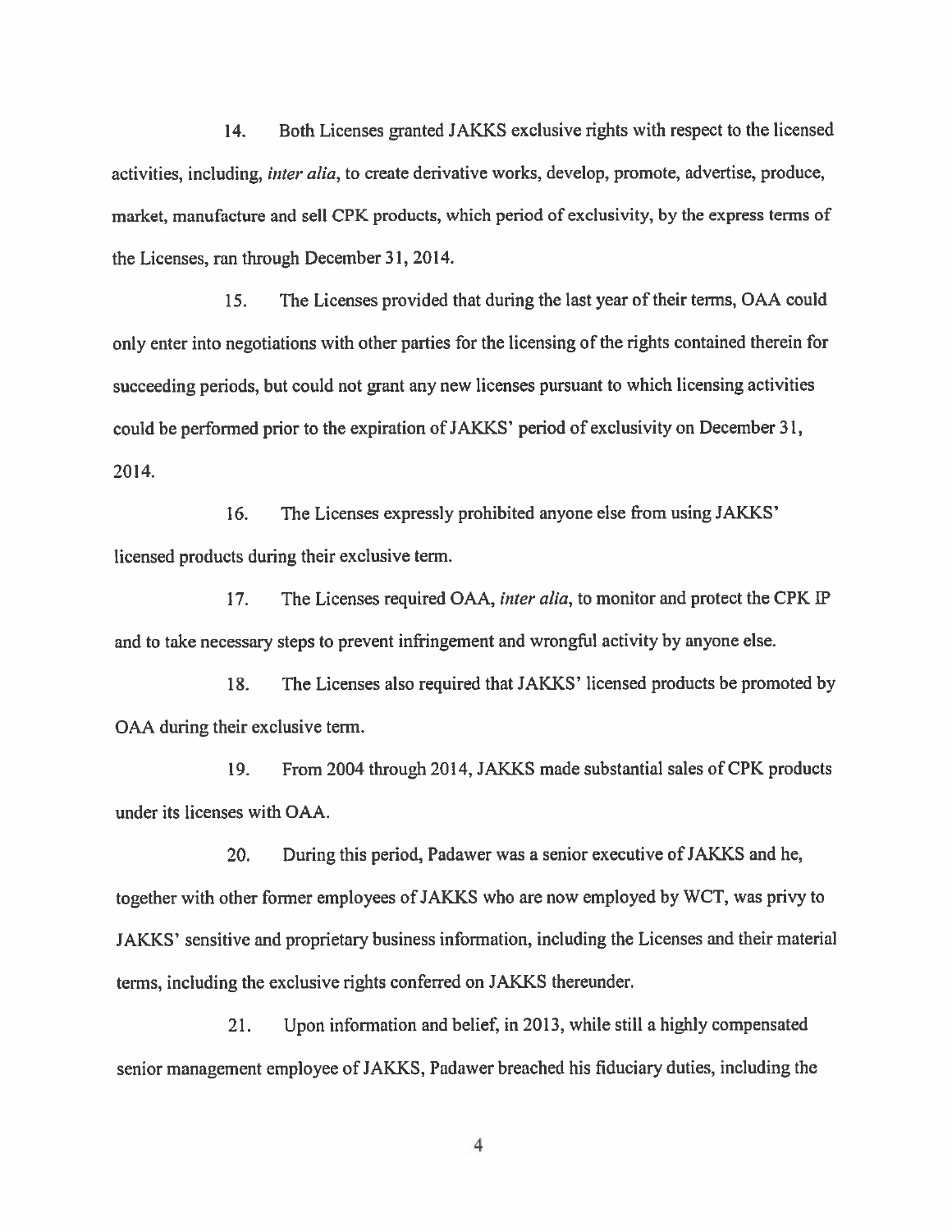14. Both Licenses granted JAKKS exclusive rights with respect to the licensed activities, including, *inter alia*, to create derivative works, develop, promote, advertise, produce, market, manufacture and sell CPK products, which period of exclusivity, by the express terms of the Licenses, ran through December 31, 2014.

15. The Licenses provided that during the last year of their terms, OAA could only enter into negotiations with other parties for the licensing of the rights contained therein for succeeding periods, but could not grant any new licenses pursuant to which licensing activities could be performed prior to the expiration of JAKKS' period of exclusivity on December 31, 2014.

16. The Licenses expressly prohibited anyone else from using JAKKS' licensed products during their exclusive term.

17. The Licenses required OAA, *inter alia*, to monitor and protect the CPK IP and to take necessary steps to prevent infringement and wrongful activity by anyone else.

18. The Licenses also required that JAKKS' licensed products be promoted by OAA during their exclusive term.

19. From 2004 through 2014, JAKKS made substantial sales of CPK products under its licenses with OAA.

20. During this period, Padawer was a senior executive of JAKKS and he, together with other former employees of JAKKS who are now employed by WCT, was privy to JAKKS' sensitive and proprietary business information, including the Licenses and their material terms, including the exclusive rights conferred on JAKKS thereunder.

21. Upon information and belief, in 2013, while still a highly compensated senior management employee of JAKKS, Padawer breached his fiduciary duties, including the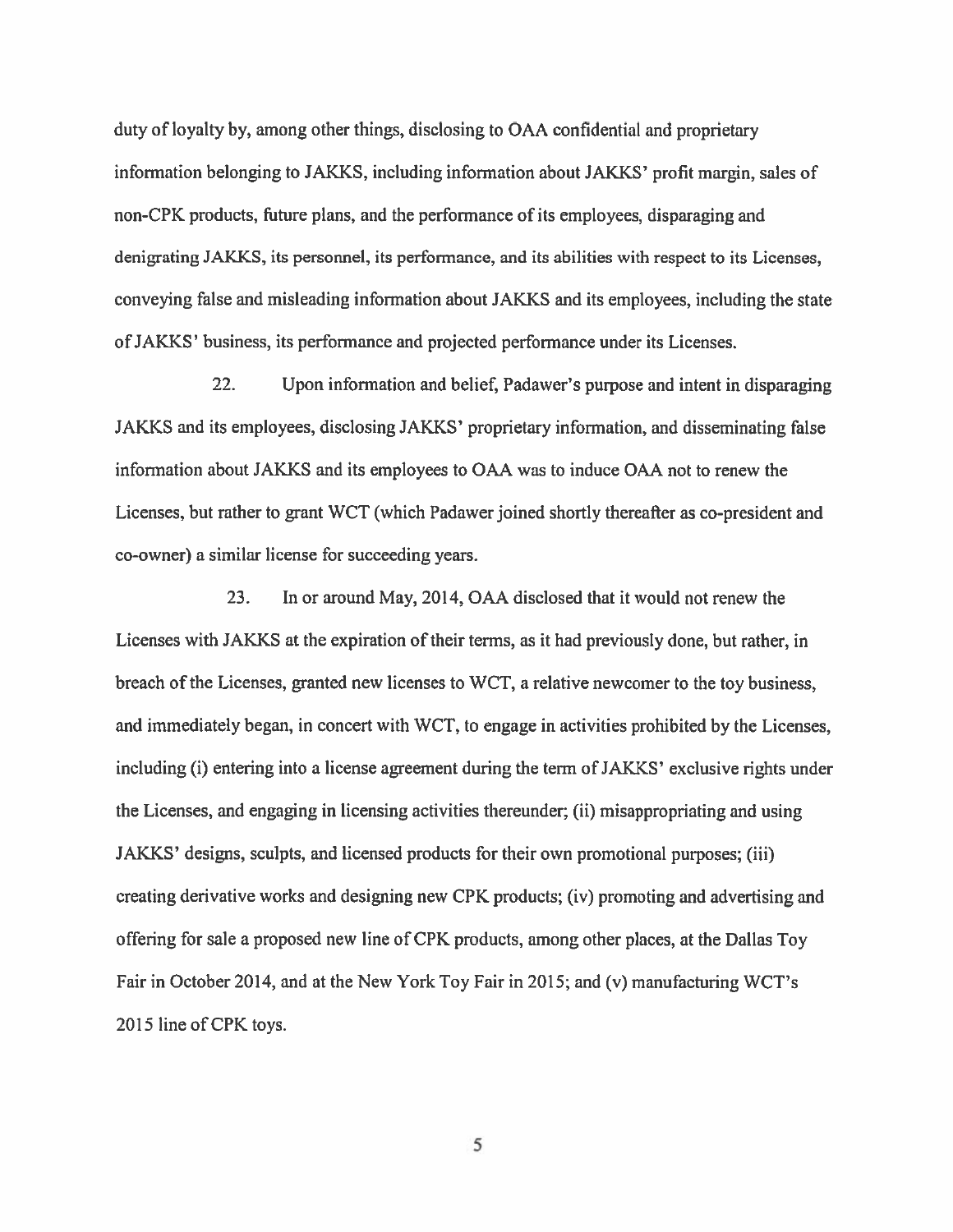duty of loyalty by, among other things, disclosing to OAA confidential and proprietary information belonging to JAKKS, including information about JAKKS' profit margin, sales of non-CPK products, future plans, and the performance of its employees, disparaging and denigrating JAKKS, its personnel, its performance, and its abilities with respect to its Licenses, conveying false and misleading information about JAKKS and its employees, including the state of JAKKS' business, its performance and projected performance under its Licenses.

22. Upon information and belief, Padawer's purpose and intent in disparaging JAKKS and its employees, disclosing JAKKS' proprietary information, and disseminating false information about JAKKS and its employees to OAA was to induce OAA not to renew the Licenses, but rather to grant WCT (which Padawer joined shortly thereafter as co-president and co-owner) a similar license for succeeding years.

23. In or around May, 2014, OAA disclosed that it would not renew the Licenses with JAKKS at the expiration of their terms, as it had previously done, but rather, in breach of the Licenses, granted new licenses to WCT, a relative newcomer to the toy business, and immediately began, in concert with WCT, to engage in activities prohibited by the Licenses, including (i) entering into a license agreement during the term of JAKKS' exclusive rights under the Licenses, and engaging in licensing activities thereunder; (ii) misappropriating and using JAKKS' designs, sculpts, and licensed products for their own promotional purposes; (iii) creating derivative works and designing new CPK products; (iv) promoting and advertising and offering for sale a proposed new line of CPK products, among other places, at the Dallas Toy Fair in October 2014, and at the New York Toy Fair in 2015; and (v) manufacturing WCT's 2015 line of CPK toys.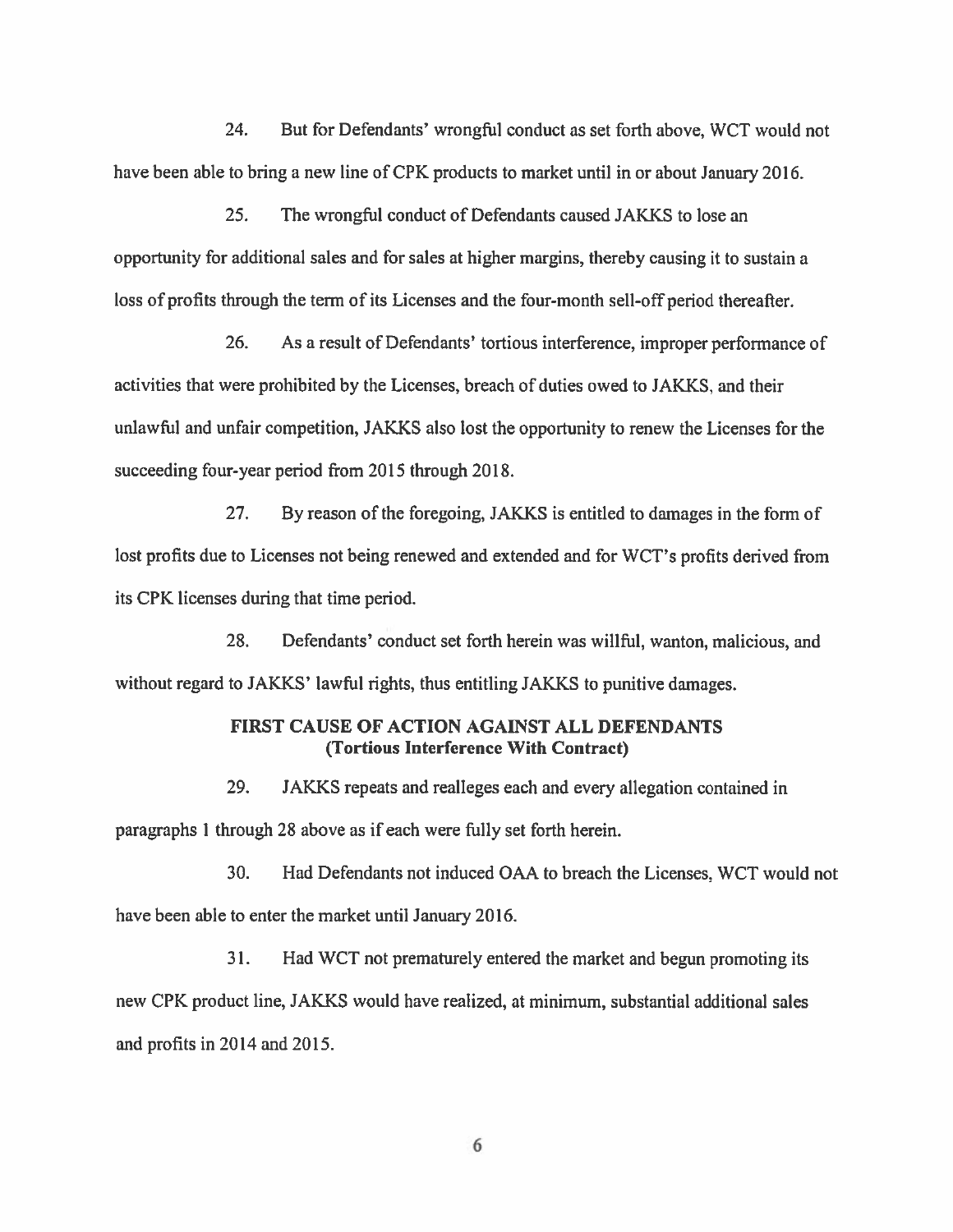24. But for Defendants' wrongful conduct as set forth above, WCT would not have been able to bring a new line of CPK products to market until in or about January 2016.

25. The wrongful conduct of Defendants caused JAKKS to lose an opportunity for additional sales and for sales at higher margins, thereby causing it to sustain a loss of profits through the term of its Licenses and the four-month sell-off period thereafter.

26. As a result of Defendants' tortious interference, improper performance of activities that were prohibited by the Licenses, breach of duties owed to JAKKS, and their unlawful and unfair competition, JAKKS also lost the opportunity to renew the Licenses for the succeeding four-year period from 2015 through 2018.

27. By reason of the foregoing, JAKKS is entitled to damages in the form of lost profits due to Licenses not being renewed and extended and for WCT's profits derived from its CPK licenses during that time period.

28. Defendants' conduct set forth herein was willful, wanton, malicious, and without regard to JAKKS' lawful rights, thus entitling JAKKS to punitive damages.

**FIRST CAUSE OF ACTION AGAINST ALL DEFENDANTS**
**(Tortious Interference With Contract)**

29. JAKKS repeats and realleges each and every allegation contained in paragraphs 1 through 28 above as if each were fully set forth herein.

30. Had Defendants not induced OAA to breach the Licenses, WCT would not have been able to enter the market until January 2016.

31. Had WCT not prematurely entered the market and begun promoting its new CPK product line, JAKKS would have realized, at minimum, substantial additional sales and profits in 2014 and 2015.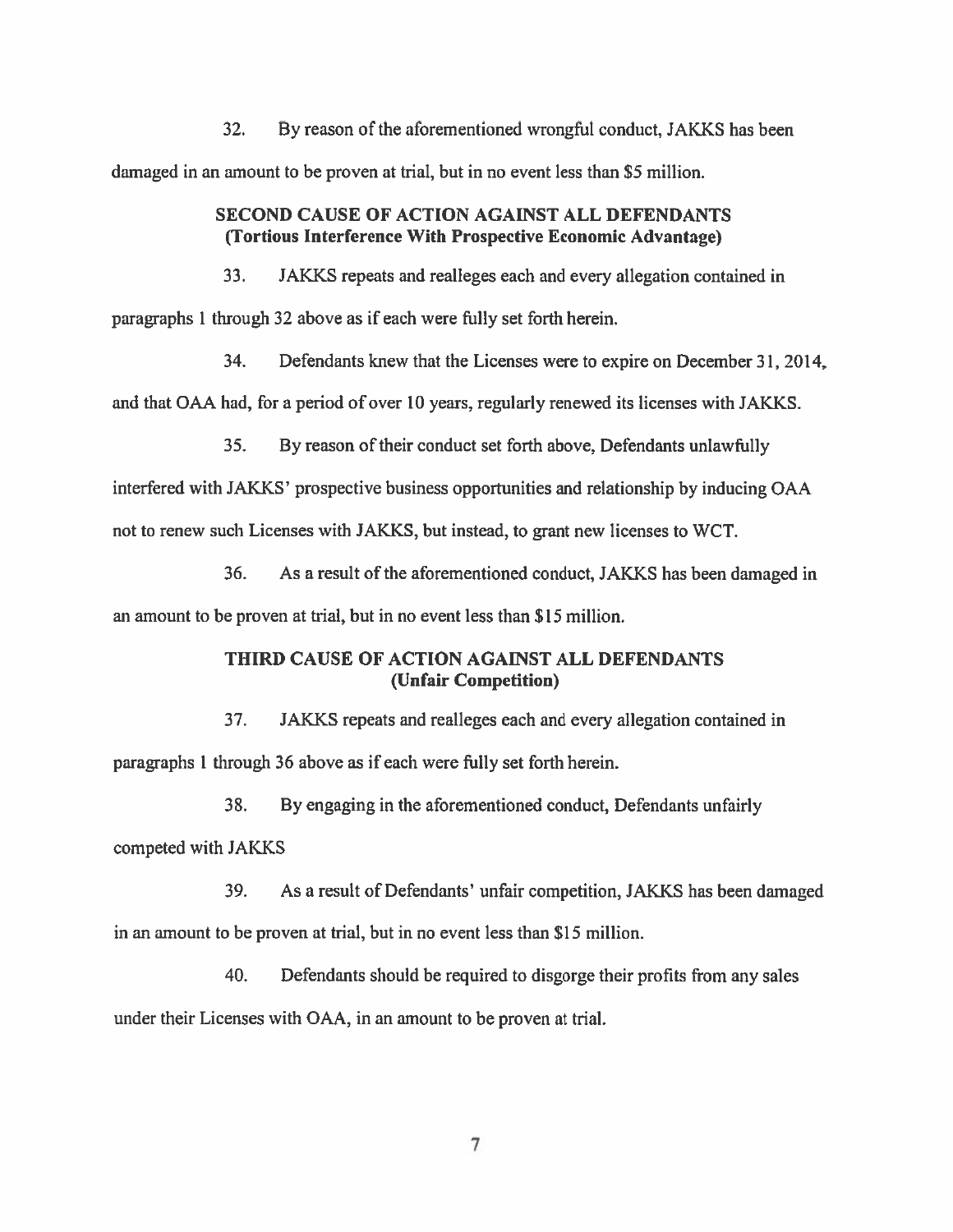32. By reason of the aforementioned wrongful conduct, JAKKS has been damaged in an amount to be proven at trial, but in no event less than $5 million.

**SECOND CAUSE OF ACTION AGAINST ALL DEFENDANTS**
**(Tortious Interference With Prospective Economic Advantage)**

33. JAKKS repeats and realleges each and every allegation contained in paragraphs 1 through 32 above as if each were fully set forth herein.

34. Defendants knew that the Licenses were to expire on December 31, 2014, and that OAA had, for a period of over 10 years, regularly renewed its licenses with JAKKS.

35. By reason of their conduct set forth above, Defendants unlawfully interfered with JAKKS' prospective business opportunities and relationship by inducing OAA not to renew such Licenses with JAKKS, but instead, to grant new licenses to WCT.

36. As a result of the aforementioned conduct, JAKKS has been damaged in an amount to be proven at trial, but in no event less than $15 million.

**THIRD CAUSE OF ACTION AGAINST ALL DEFENDANTS**
**(Unfair Competition)**

37. JAKKS repeats and realleges each and every allegation contained in paragraphs 1 through 36 above as if each were fully set forth herein.

38. By engaging in the aforementioned conduct, Defendants unfairly competed with JAKKS

39. As a result of Defendants' unfair competition, JAKKS has been damaged in an amount to be proven at trial, but in no event less than $15 million.

40. Defendants should be required to disgorge their profits from any sales under their Licenses with OAA, in an amount to be proven at trial.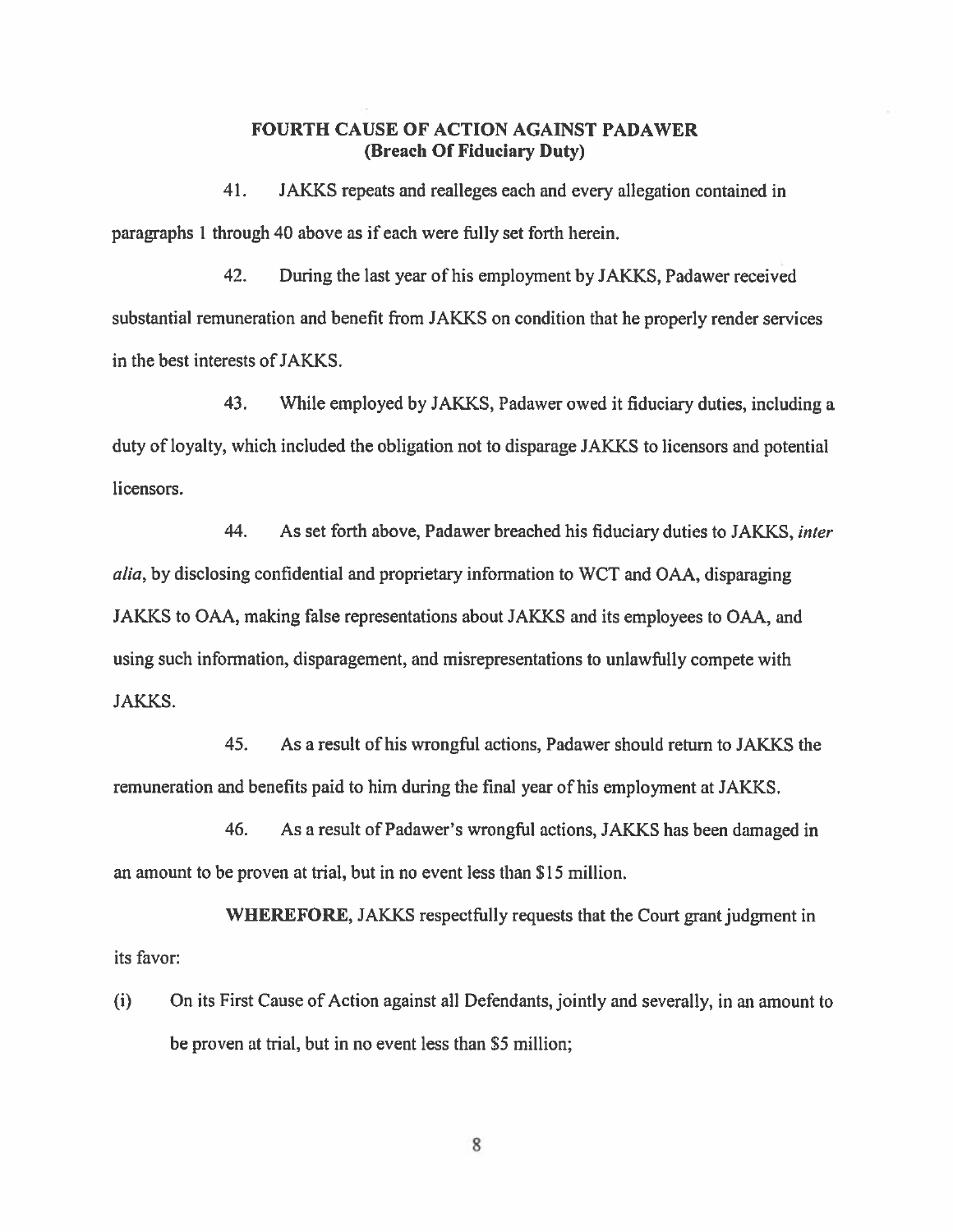**FOURTH CAUSE OF ACTION AGAINST PADAWER**
**(Breach Of Fiduciary Duty)**

41. JAKKS repeats and realleges each and every allegation contained in paragraphs 1 through 40 above as if each were fully set forth herein.

42. During the last year of his employment by JAKKS, Padawer received substantial remuneration and benefit from JAKKS on condition that he properly render services in the best interests of JAKKS.

43. While employed by JAKKS, Padawer owed it fiduciary duties, including a duty of loyalty, which included the obligation not to disparage JAKKS to licensors and potential licensors.

44. As set forth above, Padawer breached his fiduciary duties to JAKKS, *inter alia*, by disclosing confidential and proprietary information to WCT and OAA, disparaging JAKKS to OAA, making false representations about JAKKS and its employees to OAA, and using such information, disparagement, and misrepresentations to unlawfully compete with JAKKS.

45. As a result of his wrongful actions, Padawer should return to JAKKS the remuneration and benefits paid to him during the final year of his employment at JAKKS.

46. As a result of Padawer's wrongful actions, JAKKS has been damaged in an amount to be proven at trial, but in no event less than $15 million.

**WHEREFORE,** JAKKS respectfully requests that the Court grant judgment in its favor:

(i) On its First Cause of Action against all Defendants, jointly and severally, in an amount to be proven at trial, but in no event less than $5 million;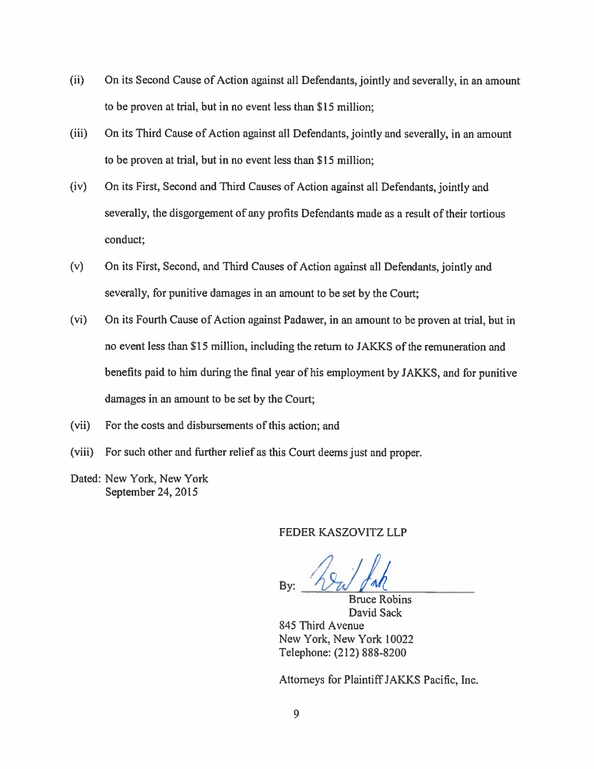(ii) On its Second Cause of Action against all Defendants, jointly and severally, in an amount to be proven at trial, but in no event less than $15 million;

(iii) On its Third Cause of Action against all Defendants, jointly and severally, in an amount to be proven at trial, but in no event less than $15 million;

(iv) On its First, Second and Third Causes of Action against all Defendants, jointly and severally, the disgorgement of any profits Defendants made as a result of their tortious conduct;

(v) On its First, Second, and Third Causes of Action against all Defendants, jointly and severally, for punitive damages in an amount to be set by the Court;

(vi) On its Fourth Cause of Action against Padawer, in an amount to be proven at trial, but in no event less than $15 million, including the return to JAKKS of the remuneration and benefits paid to him during the final year of his employment by JAKKS, and for punitive damages in an amount to be set by the Court;

(vii) For the costs and disbursements of this action; and

(viii) For such other and further relief as this Court deems just and proper.

Dated: New York, New York
September 24, 2015

FEDER KASZOVITZ LLP

By: ______________________
Bruce Robins
David Sack
845 Third Avenue
New York, New York 10022
Telephone: (212) 888-8200

Attorneys for Plaintiff JAKKS Pacific, Inc.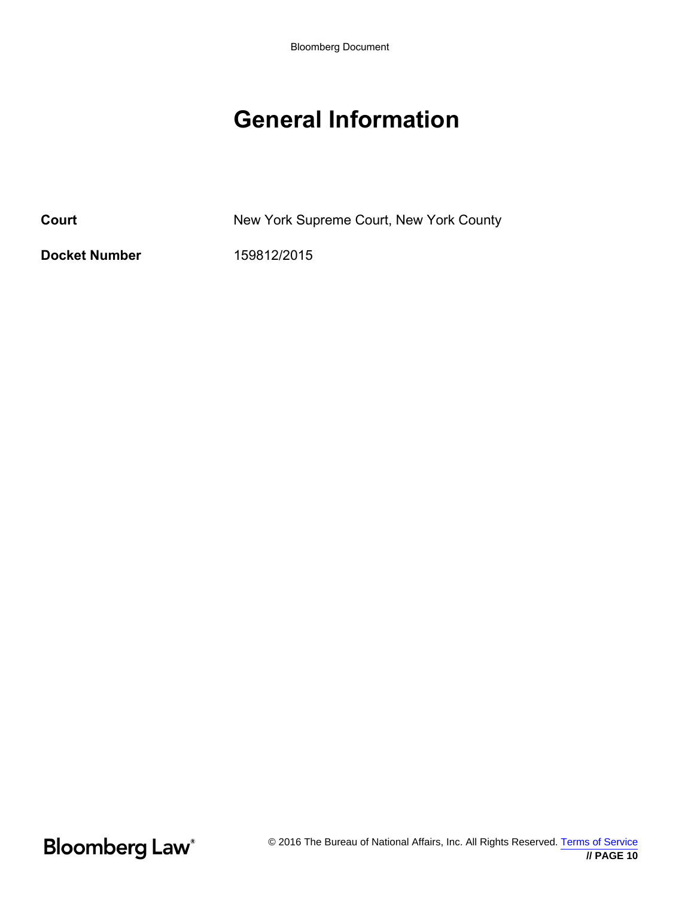# General Information

| | |
|---|---|
| **Court** | New York Supreme Court, New York County |
| **Docket Number** | 159812/2015 |